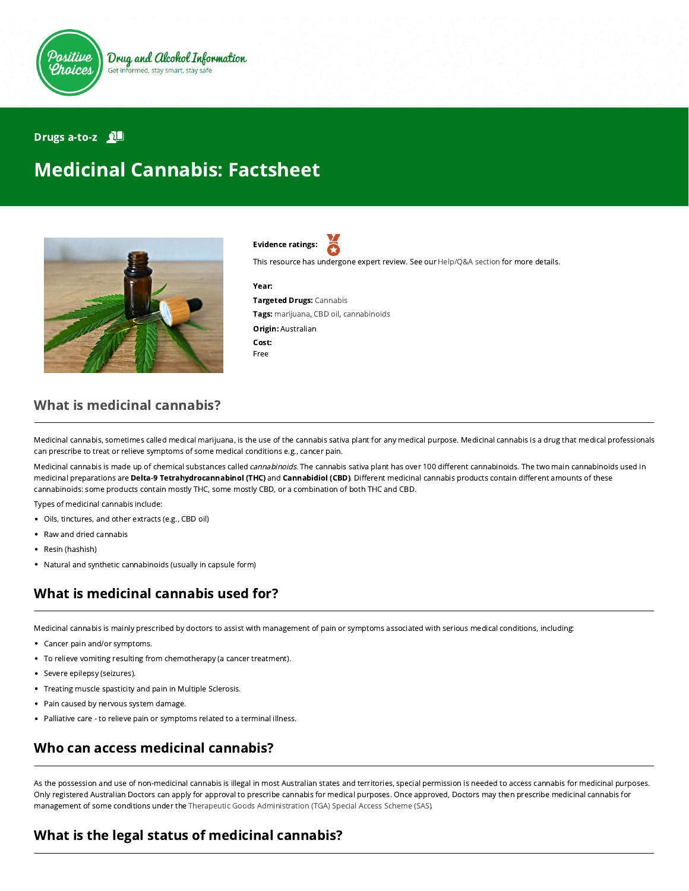Positive Choices

Drug and Alcohol Information

Get informed, stay smart, stay safe

Drugs a-to-z

# Medicinal Cannabis: Factsheet

**Evidence ratings:**

This resource has undergone expert review. See our Help/Q&A section for more details.

**Year:**

**Targeted Drugs:** Cannabis

**Tags:** marijuana, CBD oil, cannabinoids

**Origin:** Australian

**Cost:**
Free

## What is medicinal cannabis?

Medicinal cannabis, sometimes called medical marijuana, is the use of the cannabis sativa plant for any medical purpose. Medicinal cannabis is a drug that medical professionals can prescribe to treat or relieve symptoms of some medical conditions e.g., cancer pain.

Medicinal cannabis is made up of chemical substances called *cannabinoids*. The cannabis sativa plant has over 100 different cannabinoids. The two main cannabinoids used in medicinal preparations are **Delta-9 Tetrahydrocannabinol (THC)** and **Cannabidiol (CBD)**. Different medicinal cannabis products contain different amounts of these cannabinoids: some products contain mostly THC, some mostly CBD, or a combination of both THC and CBD.

Types of medicinal cannabis include:

- Oils, tinctures, and other extracts (e.g., CBD oil)
- Raw and dried cannabis
- Resin (hashish)
- Natural and synthetic cannabinoids (usually in capsule form)

## What is medicinal cannabis used for?

Medicinal cannabis is mainly prescribed by doctors to assist with management of pain or symptoms associated with serious medical conditions, including:

- Cancer pain and/or symptoms.
- To relieve vomiting resulting from chemotherapy (a cancer treatment).
- Severe epilepsy (seizures).
- Treating muscle spasticity and pain in Multiple Sclerosis.
- Pain caused by nervous system damage.
- Palliative care - to relieve pain or symptoms related to a terminal illness.

## Who can access medicinal cannabis?

As the possession and use of non-medicinal cannabis is illegal in most Australian states and territories, special permission is needed to access cannabis for medicinal purposes. Only registered Australian Doctors can apply for approval to prescribe cannabis for medical purposes. Once approved, Doctors may then prescribe medicinal cannabis for management of some conditions under the Therapeutic Goods Administration (TGA) Special Access Scheme (SAS).

## What is the legal status of medicinal cannabis?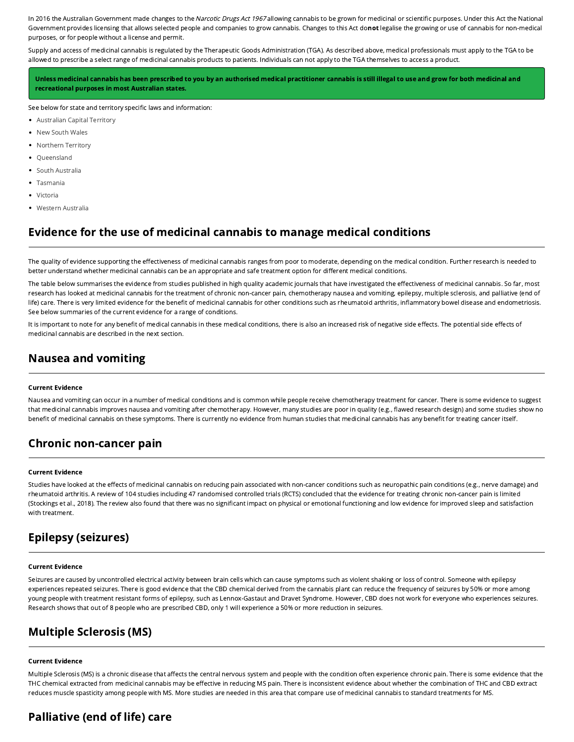In 2016 the Australian Government made changes to the *Narcotic Drugs Act 1967* allowing cannabis to be grown for medicinal or scientific purposes. Under this Act the National Government provides licensing that allows selected people and companies to grow cannabis. Changes to this Act do **not** legalise the growing or use of cannabis for non-medical purposes, or for people without a license and permit.

Supply and access of medicinal cannabis is regulated by the Therapeutic Goods Administration (TGA). As described above, medical professionals must apply to the TGA to be allowed to prescribe a select range of medicinal cannabis products to patients. Individuals can not apply to the TGA themselves to access a product.

**Unless medicinal cannabis has been prescribed to you by an authorised medical practitioner cannabis is still illegal to use and grow for both medicinal and recreational purposes in most Australian states.**

See below for state and territory specific laws and information:

- Australian Capital Territory
- New South Wales
- Northern Territory
- Queensland
- South Australia
- Tasmania
- Victoria
- Western Australia

## Evidence for the use of medicinal cannabis to manage medical conditions

The quality of evidence supporting the effectiveness of medicinal cannabis ranges from poor to moderate, depending on the medical condition. Further research is needed to better understand whether medicinal cannabis can be an appropriate and safe treatment option for different medical conditions.

The table below summarises the evidence from studies published in high quality academic journals that have investigated the effectiveness of medicinal cannabis. So far, most research has looked at medicinal cannabis for the treatment of chronic non-cancer pain, chemotherapy nausea and vomiting, epilepsy, multiple sclerosis, and palliative (end of life) care. There is very limited evidence for the benefit of medicinal cannabis for other conditions such as rheumatoid arthritis, inflammatory bowel disease and endometriosis. See below summaries of the current evidence for a range of conditions.

It is important to note for any benefit of medical cannabis in these medical conditions, there is also an increased risk of negative side effects. The potential side effects of medicinal cannabis are described in the next section.

## Nausea and vomiting

#### Current Evidence

Nausea and vomiting can occur in a number of medical conditions and is common while people receive chemotherapy treatment for cancer. There is some evidence to suggest that medicinal cannabis improves nausea and vomiting after chemotherapy. However, many studies are poor in quality (e.g., flawed research design) and some studies show no benefit of medicinal cannabis on these symptoms. There is currently no evidence from human studies that medicinal cannabis has any benefit for treating cancer itself.

## Chronic non-cancer pain

#### Current Evidence

Studies have looked at the effects of medicinal cannabis on reducing pain associated with non-cancer conditions such as neuropathic pain conditions (e.g., nerve damage) and rheumatoid arthritis. A review of 104 studies including 47 randomised controlled trials (RCTS) concluded that the evidence for treating chronic non-cancer pain is limited (Stockings et al., 2018). The review also found that there was no significant impact on physical or emotional functioning and low evidence for improved sleep and satisfaction with treatment.

## Epilepsy (seizures)

#### Current Evidence

Seizures are caused by uncontrolled electrical activity between brain cells which can cause symptoms such as violent shaking or loss of control. Someone with epilepsy experiences repeated seizures. There is good evidence that the CBD chemical derived from the cannabis plant can reduce the frequency of seizures by 50% or more among young people with treatment resistant forms of epilepsy, such as Lennox-Gastaut and Dravet Syndrome. However, CBD does not work for everyone who experiences seizures. Research shows that out of 8 people who are prescribed CBD, only 1 will experience a 50% or more reduction in seizures.

## Multiple Sclerosis (MS)

#### Current Evidence

Multiple Sclerosis (MS) is a chronic disease that affects the central nervous system and people with the condition often experience chronic pain. There is some evidence that the THC chemical extracted from medicinal cannabis may be effective in reducing MS pain. There is inconsistent evidence about whether the combination of THC and CBD extract reduces muscle spasticity among people with MS. More studies are needed in this area that compare use of medicinal cannabis to standard treatments for MS.

## Palliative (end of life) care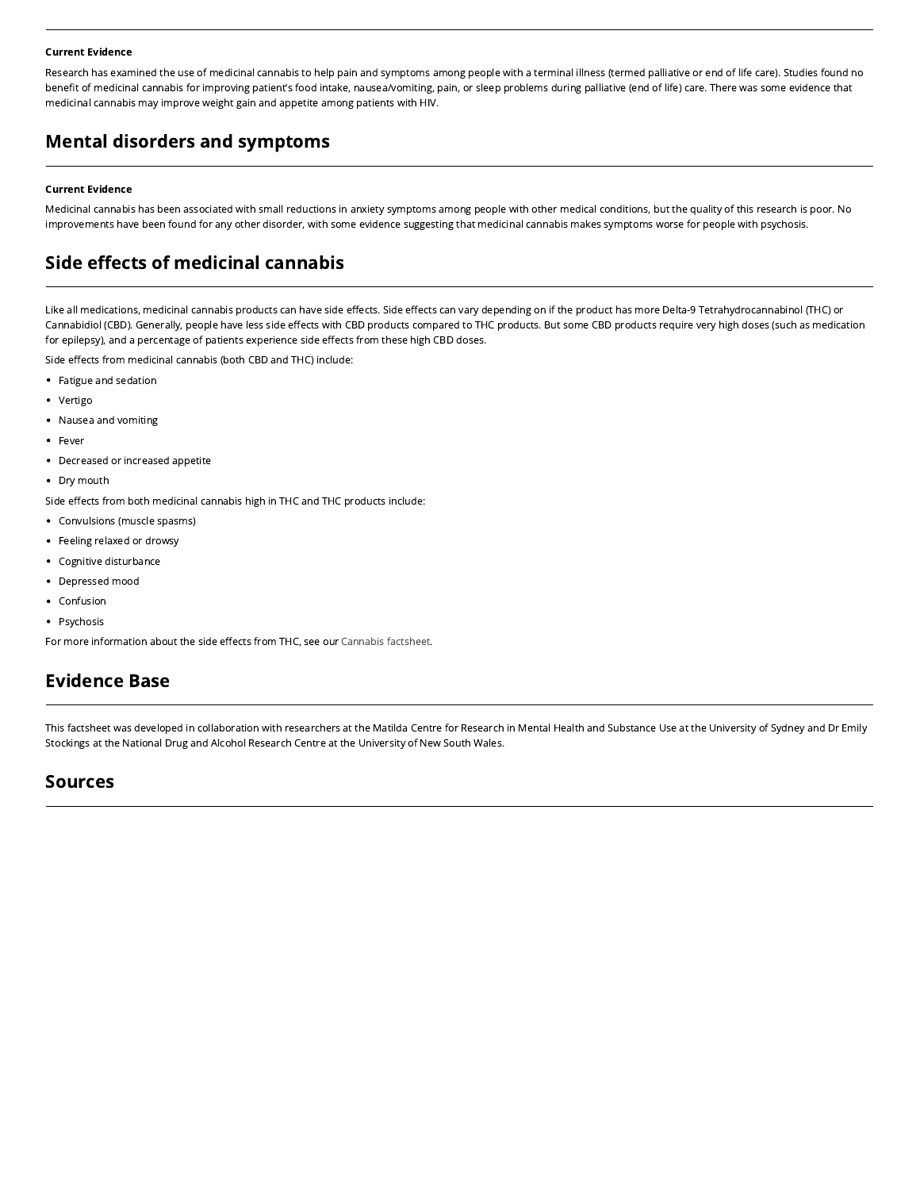**Current Evidence**

Research has examined the use of medicinal cannabis to help pain and symptoms among people with a terminal illness (termed palliative or end of life care). Studies found no benefit of medicinal cannabis for improving patient's food intake, nausea/vomiting, pain, or sleep problems during palliative (end of life) care. There was some evidence that medicinal cannabis may improve weight gain and appetite among patients with HIV.

## Mental disorders and symptoms

**Current Evidence**

Medicinal cannabis has been associated with small reductions in anxiety symptoms among people with other medical conditions, but the quality of this research is poor. No improvements have been found for any other disorder, with some evidence suggesting that medicinal cannabis makes symptoms worse for people with psychosis.

## Side effects of medicinal cannabis

Like all medications, medicinal cannabis products can have side effects. Side effects can vary depending on if the product has more Delta-9 Tetrahydrocannabinol (THC) or Cannabidiol (CBD). Generally, people have less side effects with CBD products compared to THC products. But some CBD products require very high doses (such as medication for epilepsy), and a percentage of patients experience side effects from these high CBD doses.

Side effects from medicinal cannabis (both CBD and THC) include:

- Fatigue and sedation
- Vertigo
- Nausea and vomiting
- Fever
- Decreased or increased appetite
- Dry mouth

Side effects from both medicinal cannabis high in THC and THC products include:

- Convulsions (muscle spasms)
- Feeling relaxed or drowsy
- Cognitive disturbance
- Depressed mood
- Confusion
- Psychosis

For more information about the side effects from THC, see our Cannabis factsheet.

## Evidence Base

This factsheet was developed in collaboration with researchers at the Matilda Centre for Research in Mental Health and Substance Use at the University of Sydney and Dr Emily Stockings at the National Drug and Alcohol Research Centre at the University of New South Wales.

## Sources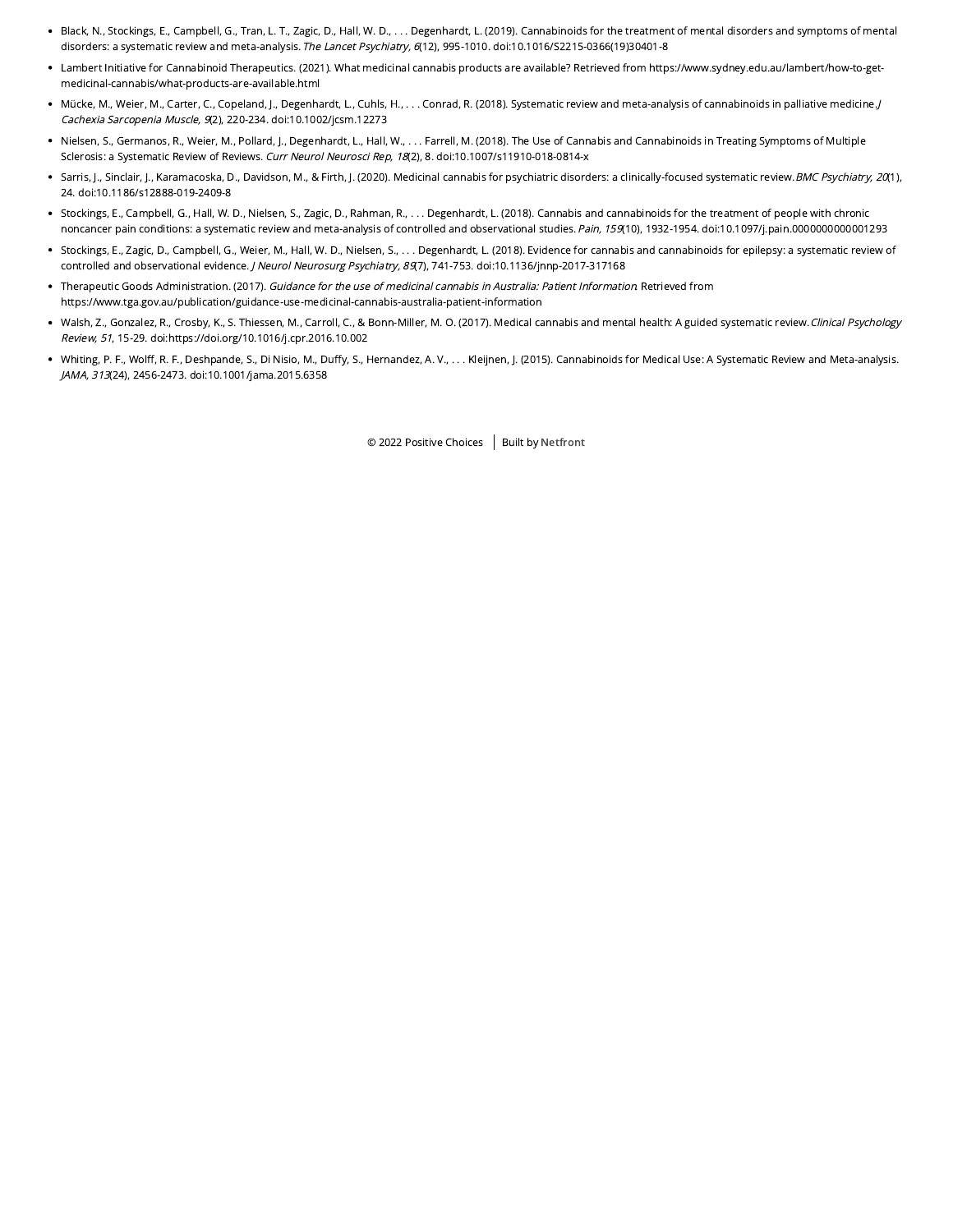- Black, N., Stockings, E., Campbell, G., Tran, L. T., Zagic, D., Hall, W. D., . . . Degenhardt, L. (2019). Cannabinoids for the treatment of mental disorders and symptoms of mental disorders: a systematic review and meta-analysis. *The Lancet Psychiatry, 6*(12), 995-1010. doi:10.1016/S2215-0366(19)30401-8
- Lambert Initiative for Cannabinoid Therapeutics. (2021). What medicinal cannabis products are available? Retrieved from https://www.sydney.edu.au/lambert/how-to-get-medicinal-cannabis/what-products-are-available.html
- Mücke, M., Weier, M., Carter, C., Copeland, J., Degenhardt, L., Cuhls, H., . . . Conrad, R. (2018). Systematic review and meta-analysis of cannabinoids in palliative medicine. *J Cachexia Sarcopenia Muscle, 9*(2), 220-234. doi:10.1002/jcsm.12273
- Nielsen, S., Germanos, R., Weier, M., Pollard, J., Degenhardt, L., Hall, W., . . . Farrell, M. (2018). The Use of Cannabis and Cannabinoids in Treating Symptoms of Multiple Sclerosis: a Systematic Review of Reviews. *Curr Neurol Neurosci Rep, 18*(2), 8. doi:10.1007/s11910-018-0814-x
- Sarris, J., Sinclair, J., Karamacoska, D., Davidson, M., & Firth, J. (2020). Medicinal cannabis for psychiatric disorders: a clinically-focused systematic review. *BMC Psychiatry, 20*(1), 24. doi:10.1186/s12888-019-2409-8
- Stockings, E., Campbell, G., Hall, W. D., Nielsen, S., Zagic, D., Rahman, R., . . . Degenhardt, L. (2018). Cannabis and cannabinoids for the treatment of people with chronic noncancer pain conditions: a systematic review and meta-analysis of controlled and observational studies. *Pain, 159*(10), 1932-1954. doi:10.1097/j.pain.0000000000001293
- Stockings, E., Zagic, D., Campbell, G., Weier, M., Hall, W. D., Nielsen, S., . . . Degenhardt, L. (2018). Evidence for cannabis and cannabinoids for epilepsy: a systematic review of controlled and observational evidence. *J Neurol Neurosurg Psychiatry, 89*(7), 741-753. doi:10.1136/jnnp-2017-317168
- Therapeutic Goods Administration. (2017). *Guidance for the use of medicinal cannabis in Australia: Patient Information*. Retrieved from https://www.tga.gov.au/publication/guidance-use-medicinal-cannabis-australia-patient-information
- Walsh, Z., Gonzalez, R., Crosby, K., S. Thiessen, M., Carroll, C., & Bonn-Miller, M. O. (2017). Medical cannabis and mental health: A guided systematic review. *Clinical Psychology Review, 51*, 15-29. doi:https://doi.org/10.1016/j.cpr.2016.10.002
- Whiting, P. F., Wolff, R. F., Deshpande, S., Di Nisio, M., Duffy, S., Hernandez, A. V., . . . Kleijnen, J. (2015). Cannabinoids for Medical Use: A Systematic Review and Meta-analysis. *JAMA, 313*(24), 2456-2473. doi:10.1001/jama.2015.6358

© 2022 Positive Choices | Built by **Netfront**